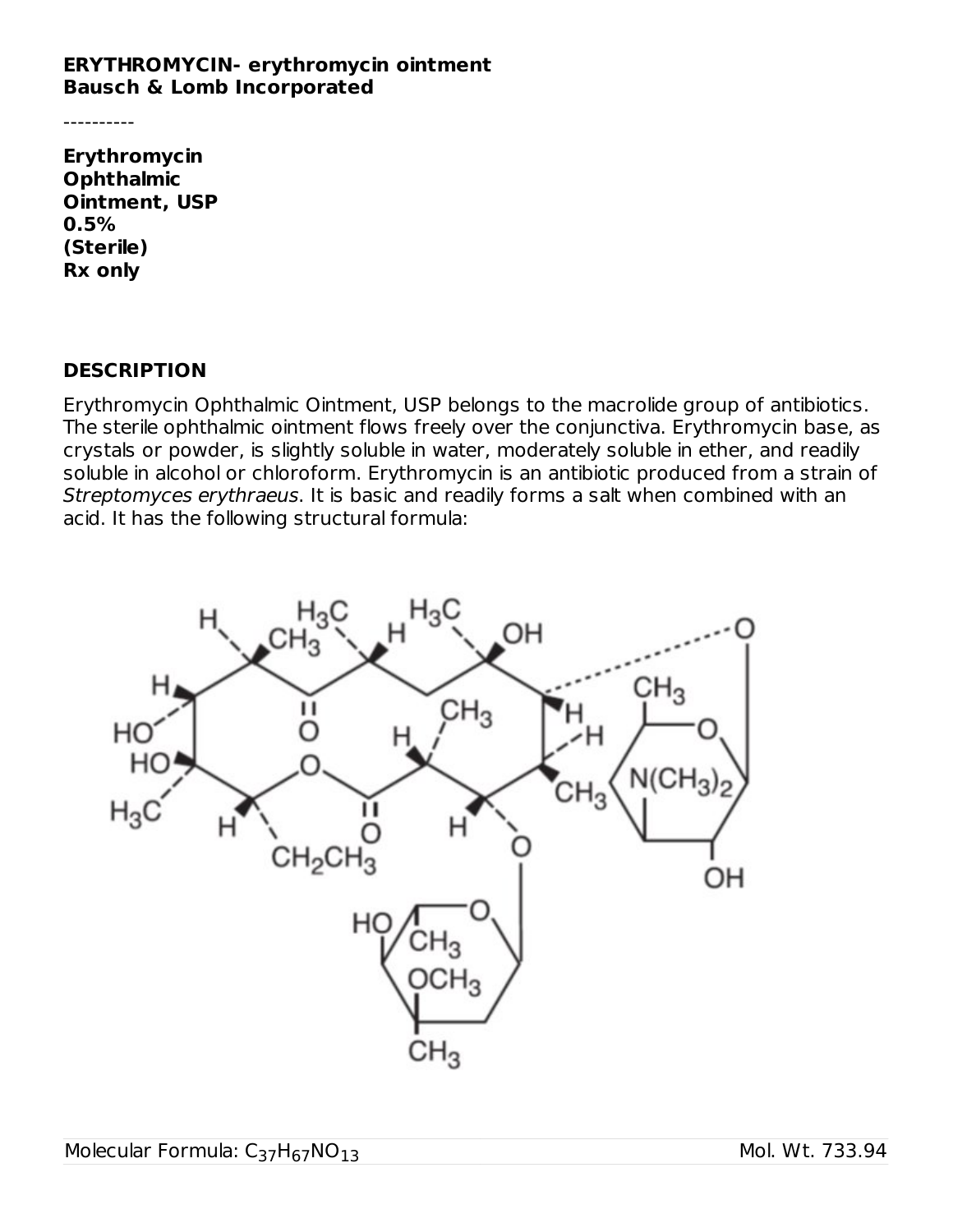**ERYTHROMYCIN- erythromycin ointment**
**Bausch & Lomb Incorporated**

----------

**Erythromycin Ophthalmic Ointment, USP 0.5% (Sterile)**
**Rx only**

## DESCRIPTION

Erythromycin Ophthalmic Ointment, USP belongs to the macrolide group of antibiotics. The sterile ophthalmic ointment flows freely over the conjunctiva. Erythromycin base, as crystals or powder, is slightly soluble in water, moderately soluble in ether, and readily soluble in alcohol or chloroform. Erythromycin is an antibiotic produced from a strain of *Streptomyces erythraeus*. It is basic and readily forms a salt when combined with an acid. It has the following structural formula:

Molecular Formula: $C_{37}H_{67}NO_{13}$ Mol. Wt. 733.94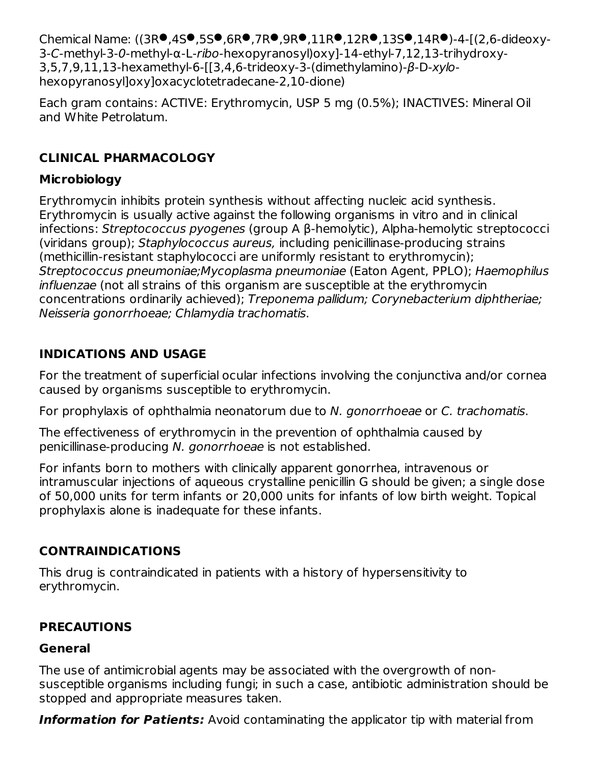Chemical Name: ((3R●,4S●,5S●,6R●,7R●,9R●,11R●,12R●,13S●,14R●)-4-[(2,6-dideoxy-3-*C*-methyl-3-*0*-methyl-α-L-*ribo*-hexopyranosyl)oxy]-14-ethyl-7,12,13-trihydroxy-3,5,7,9,11,13-hexamethyl-6-[[3,4,6-trideoxy-3-(dimethylamino)-*β*-D-*xylo*-hexopyranosyl]oxy]oxacyclotetradecane-2,10-dione)

Each gram contains: ACTIVE: Erythromycin, USP 5 mg (0.5%); INACTIVES: Mineral Oil and White Petrolatum.

## CLINICAL PHARMACOLOGY

### Microbiology

Erythromycin inhibits protein synthesis without affecting nucleic acid synthesis. Erythromycin is usually active against the following organisms in vitro and in clinical infections: *Streptococcus pyogenes* (group A β-hemolytic), Alpha-hemolytic streptococci (viridans group); *Staphylococcus aureus,* including penicillinase-producing strains (methicillin-resistant staphylococci are uniformly resistant to erythromycin); *Streptococcus pneumoniae;Mycoplasma pneumoniae* (Eaton Agent, PPLO); *Haemophilus influenzae* (not all strains of this organism are susceptible at the erythromycin concentrations ordinarily achieved); *Treponema pallidum; Corynebacterium diphtheriae; Neisseria gonorrhoeae; Chlamydia trachomatis*.

## INDICATIONS AND USAGE

For the treatment of superficial ocular infections involving the conjunctiva and/or cornea caused by organisms susceptible to erythromycin.

For prophylaxis of ophthalmia neonatorum due to *N. gonorrhoeae* or *C. trachomatis*.

The effectiveness of erythromycin in the prevention of ophthalmia caused by penicillinase-producing *N. gonorrhoeae* is not established.

For infants born to mothers with clinically apparent gonorrhea, intravenous or intramuscular injections of aqueous crystalline penicillin G should be given; a single dose of 50,000 units for term infants or 20,000 units for infants of low birth weight. Topical prophylaxis alone is inadequate for these infants.

## CONTRAINDICATIONS

This drug is contraindicated in patients with a history of hypersensitivity to erythromycin.

## PRECAUTIONS

### General

The use of antimicrobial agents may be associated with the overgrowth of non-susceptible organisms including fungi; in such a case, antibiotic administration should be stopped and appropriate measures taken.

***Information for Patients:*** Avoid contaminating the applicator tip with material from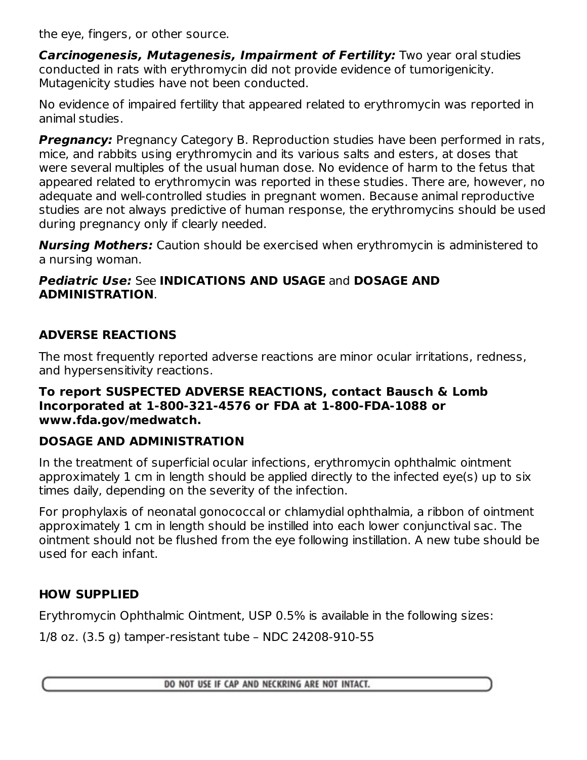the eye, fingers, or other source.

***Carcinogenesis, Mutagenesis, Impairment of Fertility:*** Two year oral studies conducted in rats with erythromycin did not provide evidence of tumorigenicity. Mutagenicity studies have not been conducted.

No evidence of impaired fertility that appeared related to erythromycin was reported in animal studies.

***Pregnancy:*** Pregnancy Category B. Reproduction studies have been performed in rats, mice, and rabbits using erythromycin and its various salts and esters, at doses that were several multiples of the usual human dose. No evidence of harm to the fetus that appeared related to erythromycin was reported in these studies. There are, however, no adequate and well-controlled studies in pregnant women. Because animal reproductive studies are not always predictive of human response, the erythromycins should be used during pregnancy only if clearly needed.

***Nursing Mothers:*** Caution should be exercised when erythromycin is administered to a nursing woman.

***Pediatric Use:*** See **INDICATIONS AND USAGE** and **DOSAGE AND ADMINISTRATION**.

## ADVERSE REACTIONS

The most frequently reported adverse reactions are minor ocular irritations, redness, and hypersensitivity reactions.

**To report SUSPECTED ADVERSE REACTIONS, contact Bausch & Lomb Incorporated at 1-800-321-4576 or FDA at 1-800-FDA-1088 or www.fda.gov/medwatch.**

## DOSAGE AND ADMINISTRATION

In the treatment of superficial ocular infections, erythromycin ophthalmic ointment approximately 1 cm in length should be applied directly to the infected eye(s) up to six times daily, depending on the severity of the infection.

For prophylaxis of neonatal gonococcal or chlamydial ophthalmia, a ribbon of ointment approximately 1 cm in length should be instilled into each lower conjunctival sac. The ointment should not be flushed from the eye following instillation. A new tube should be used for each infant.

## HOW SUPPLIED

Erythromycin Ophthalmic Ointment, USP 0.5% is available in the following sizes:

1/8 oz. (3.5 g) tamper-resistant tube – NDC 24208-910-55

DO NOT USE IF CAP AND NECKRING ARE NOT INTACT.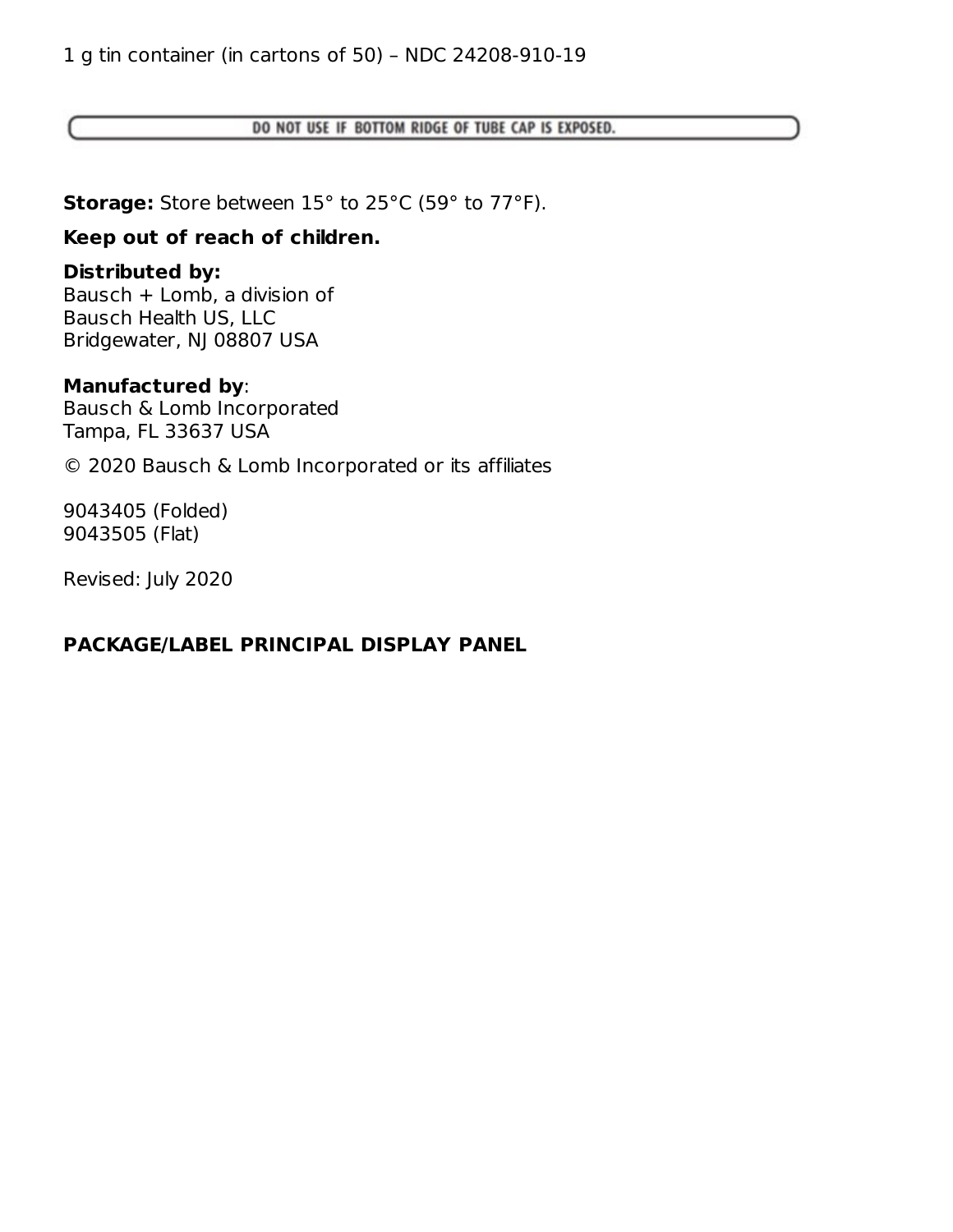1 g tin container (in cartons of 50) – NDC 24208-910-19

DO NOT USE IF BOTTOM RIDGE OF TUBE CAP IS EXPOSED.

**Storage:** Store between 15° to 25°C (59° to 77°F).

**Keep out of reach of children.**

**Distributed by:**
Bausch + Lomb, a division of
Bausch Health US, LLC
Bridgewater, NJ 08807 USA

**Manufactured by**:
Bausch & Lomb Incorporated
Tampa, FL 33637 USA

© 2020 Bausch & Lomb Incorporated or its affiliates

9043405 (Folded)
9043505 (Flat)

Revised: July 2020

**PACKAGE/LABEL PRINCIPAL DISPLAY PANEL**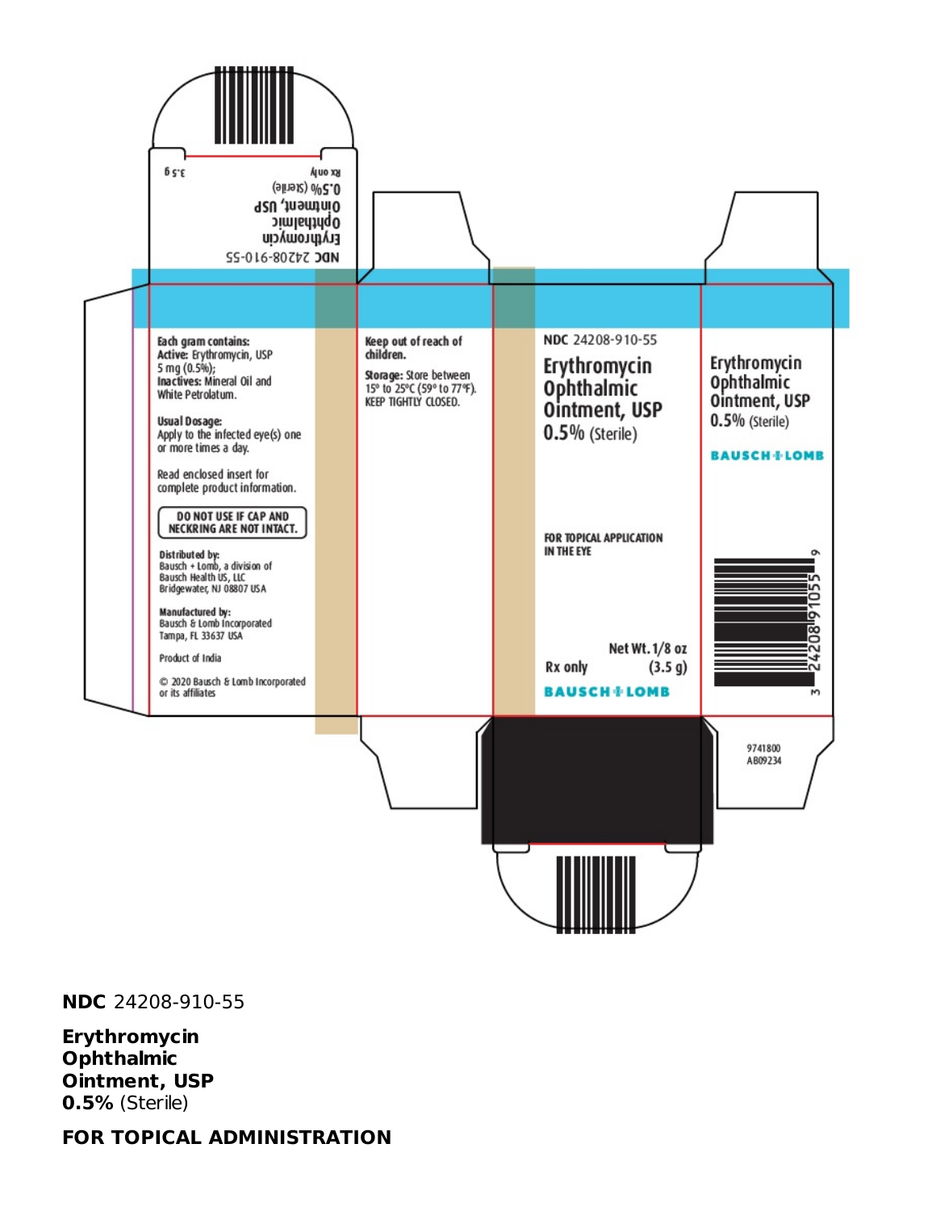NDC 24208-910-55

Erythromycin Ophthalmic Ointment, USP 0.5% (Sterile)

Rx only

3.5 g

**Each gram contains:**
**Active:** Erythromycin, USP 5 mg (0.5%);
**Inactives:** Mineral Oil and White Petrolatum.

**Usual Dosage:**
Apply to the infected eye(s) one or more times a day.

Read enclosed insert for complete product information.

**DO NOT USE IF CAP AND NECKRING ARE NOT INTACT.**

**Distributed by:**
Bausch + Lomb, a division of Bausch Health US, LLC
Bridgewater, NJ 08807 USA

**Manufactured by:**
Bausch & Lomb Incorporated
Tampa, FL 33637 USA

Product of India

© 2020 Bausch & Lomb Incorporated or its affiliates

**Keep out of reach of children.**

**Storage:** Store between 15° to 25°C (59° to 77°F). KEEP TIGHTLY CLOSED.

NDC 24208-910-55

**Erythromycin Ophthalmic Ointment, USP 0.5%** (Sterile)

**FOR TOPICAL APPLICATION IN THE EYE**

Net Wt. 1/8 oz (3.5 g)

Rx only

**BAUSCH + LOMB**

**Erythromycin Ophthalmic Ointment, USP 0.5%** (Sterile)

**BAUSCH + LOMB**

3 24208 91055 6

9741800
AB09234

**NDC** 24208-910-55

**Erythromycin Ophthalmic Ointment, USP 0.5%** (Sterile)

**FOR TOPICAL ADMINISTRATION**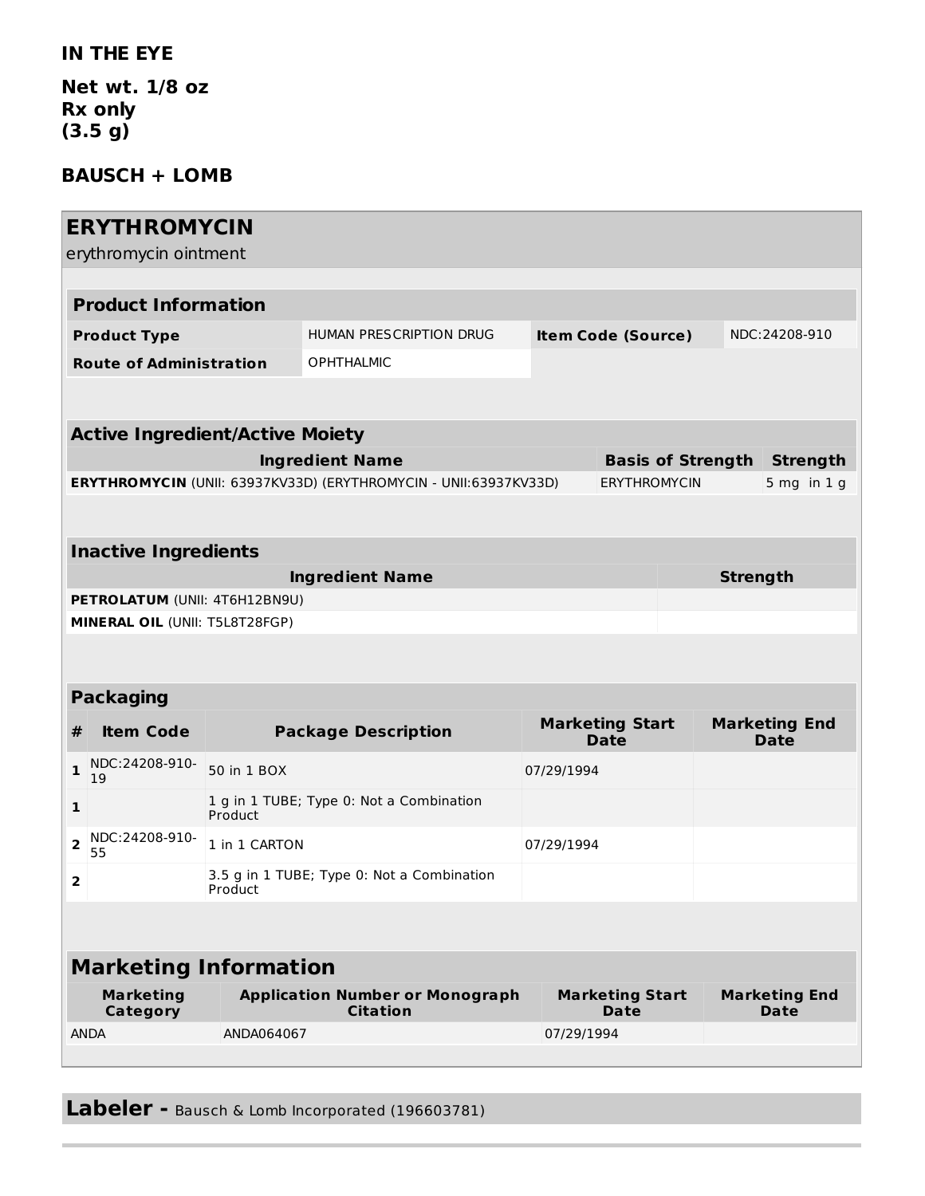**IN THE EYE**

**Net wt. 1/8 oz**
**Rx only**
**(3.5 g)**

**BAUSCH + LOMB**

## ERYTHROMYCIN

erythromycin ointment

### Product Information

| | | | |
|---|---|---|---|
| **Product Type** | HUMAN PRESCRIPTION DRUG | **Item Code (Source)** | NDC:24208-910 |
| **Route of Administration** | OPHTHALMIC | | |

### Active Ingredient/Active Moiety

| Ingredient Name | Basis of Strength | Strength |
|---|---|---|
| **ERYTHROMYCIN** (UNII: 63937KV33D) (ERYTHROMYCIN - UNII:63937KV33D) | ERYTHROMYCIN | 5 mg in 1 g |

### Inactive Ingredients

| Ingredient Name | Strength |
|---|---|
| **PETROLATUM** (UNII: 4T6H12BN9U) | |
| **MINERAL OIL** (UNII: T5L8T28FGP) | |

### Packaging

| # | Item Code | Package Description | Marketing Start Date | Marketing End Date |
|---|---|---|---|---|
| 1 | NDC:24208-910-19 | 50 in 1 BOX | 07/29/1994 | |
| 1 | | 1 g in 1 TUBE; Type 0: Not a Combination Product | | |
| 2 | NDC:24208-910-55 | 1 in 1 CARTON | 07/29/1994 | |
| 2 | | 3.5 g in 1 TUBE; Type 0: Not a Combination Product | | |

### Marketing Information

| Marketing Category | Application Number or Monograph Citation | Marketing Start Date | Marketing End Date |
|---|---|---|---|
| ANDA | ANDA064067 | 07/29/1994 | |

## Labeler - Bausch & Lomb Incorporated (196603781)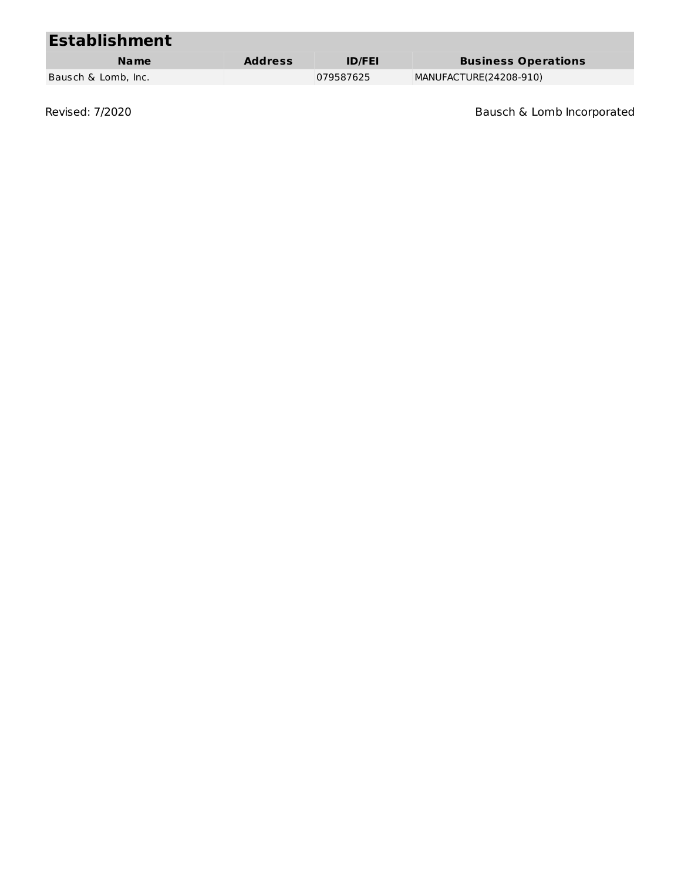## Establishment

| Name | Address | ID/FEI | Business Operations |
| --- | --- | --- | --- |
| Bausch & Lomb, Inc. | | 079587625 | MANUFACTURE(24208-910) |

Revised: 7/2020

Bausch & Lomb Incorporated